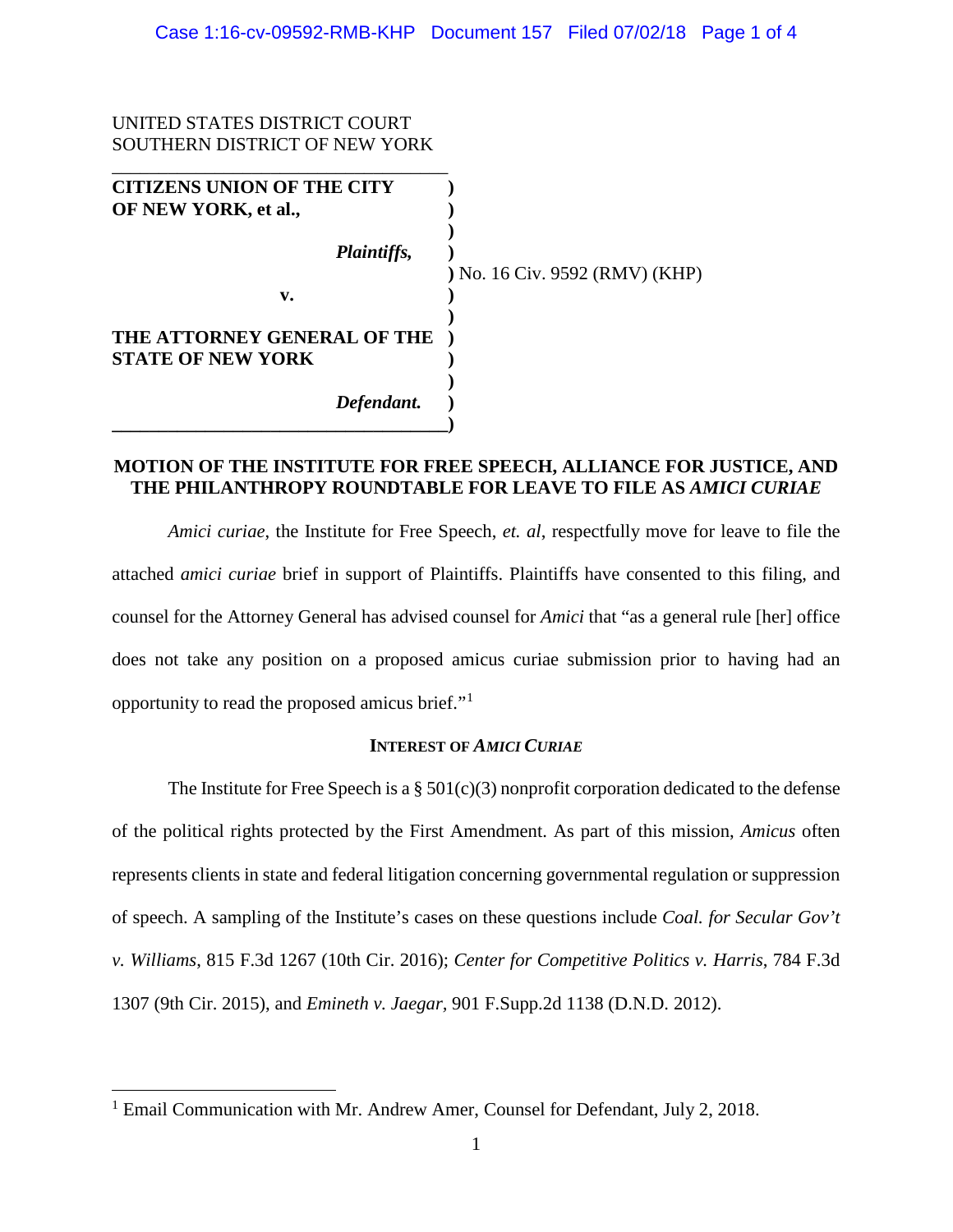UNITED STATES DISTRICT COURT
SOUTHERN DISTRICT OF NEW YORK

| | |
|---|---|
| **CITIZENS UNION OF THE CITY OF NEW YORK, et al.,** | |
| ***Plaintiffs,*** | No. 16 Civ. 9592 (RMV) (KHP) |
| **v.** | |
| **THE ATTORNEY GENERAL OF THE STATE OF NEW YORK** | |
| ***Defendant.*** | |

## MOTION OF THE INSTITUTE FOR FREE SPEECH, ALLIANCE FOR JUSTICE, AND THE PHILANTHROPY ROUNDTABLE FOR LEAVE TO FILE AS *AMICI CURIAE*

*Amici curiae*, the Institute for Free Speech, *et. al*, respectfully move for leave to file the attached *amici curiae* brief in support of Plaintiffs. Plaintiffs have consented to this filing, and counsel for the Attorney General has advised counsel for *Amici* that "as a general rule [her] office does not take any position on a proposed amicus curiae submission prior to having had an opportunity to read the proposed amicus brief."[1]

### INTEREST OF *AMICI CURIAE*

The Institute for Free Speech is a § 501(c)(3) nonprofit corporation dedicated to the defense of the political rights protected by the First Amendment. As part of this mission, *Amicus* often represents clients in state and federal litigation concerning governmental regulation or suppression of speech. A sampling of the Institute's cases on these questions include *Coal. for Secular Gov't v. Williams*, 815 F.3d 1267 (10th Cir. 2016); *Center for Competitive Politics v. Harris*, 784 F.3d 1307 (9th Cir. 2015), and *Emineth v. Jaegar*, 901 F.Supp.2d 1138 (D.N.D. 2012).

[1] Email Communication with Mr. Andrew Amer, Counsel for Defendant, July 2, 2018.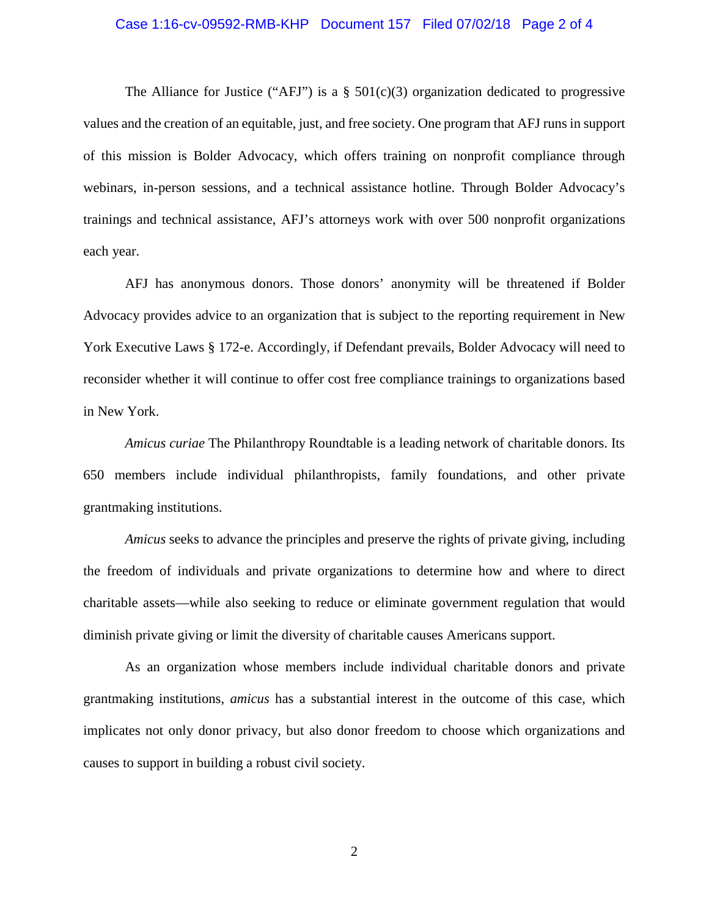The Alliance for Justice ("AFJ") is a § 501(c)(3) organization dedicated to progressive values and the creation of an equitable, just, and free society. One program that AFJ runs in support of this mission is Bolder Advocacy, which offers training on nonprofit compliance through webinars, in-person sessions, and a technical assistance hotline. Through Bolder Advocacy's trainings and technical assistance, AFJ's attorneys work with over 500 nonprofit organizations each year.

AFJ has anonymous donors. Those donors' anonymity will be threatened if Bolder Advocacy provides advice to an organization that is subject to the reporting requirement in New York Executive Laws § 172-e. Accordingly, if Defendant prevails, Bolder Advocacy will need to reconsider whether it will continue to offer cost free compliance trainings to organizations based in New York.

*Amicus curiae* The Philanthropy Roundtable is a leading network of charitable donors. Its 650 members include individual philanthropists, family foundations, and other private grantmaking institutions.

*Amicus* seeks to advance the principles and preserve the rights of private giving, including the freedom of individuals and private organizations to determine how and where to direct charitable assets—while also seeking to reduce or eliminate government regulation that would diminish private giving or limit the diversity of charitable causes Americans support.

As an organization whose members include individual charitable donors and private grantmaking institutions, *amicus* has a substantial interest in the outcome of this case, which implicates not only donor privacy, but also donor freedom to choose which organizations and causes to support in building a robust civil society.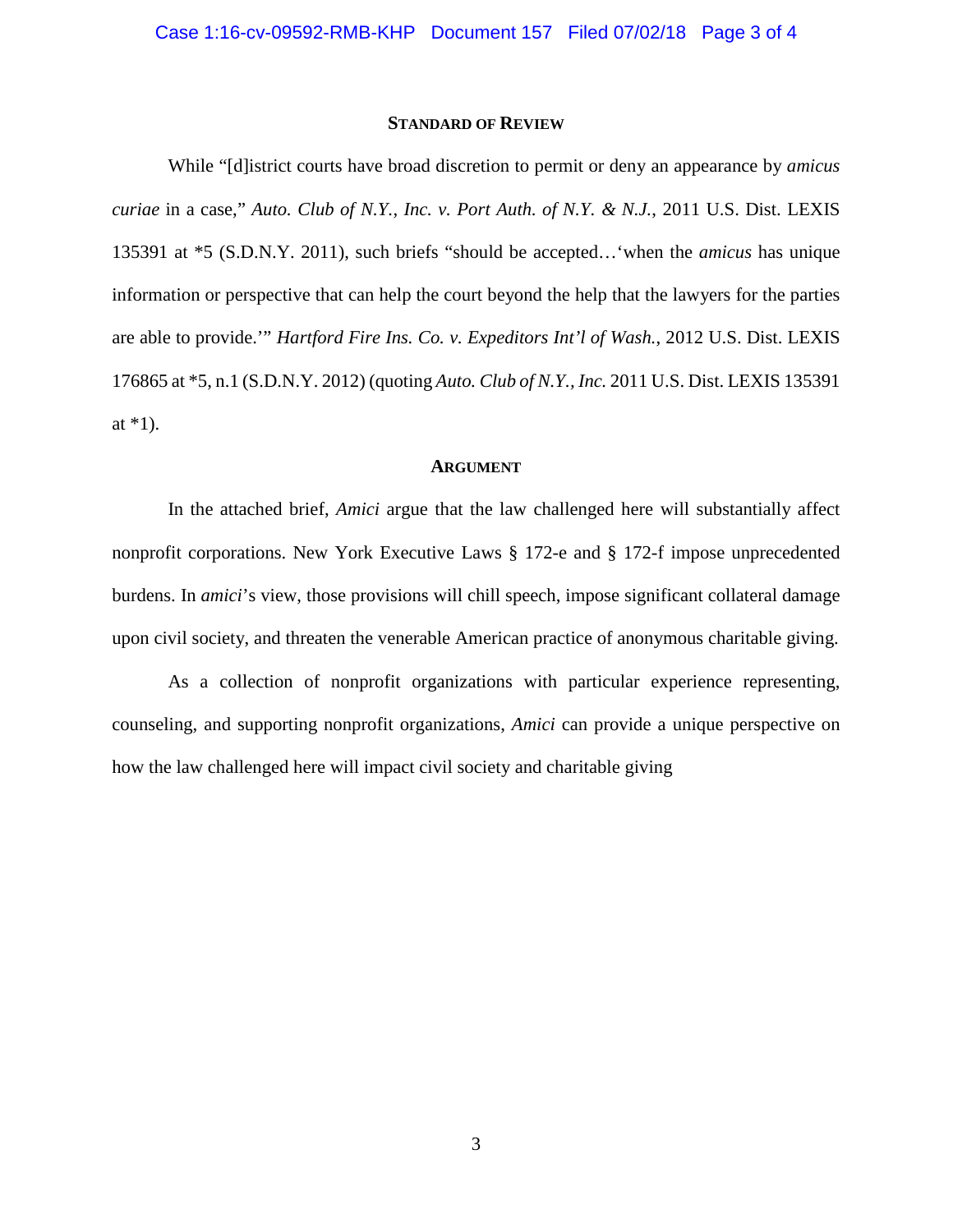## STANDARD OF REVIEW

While "[d]istrict courts have broad discretion to permit or deny an appearance by *amicus curiae* in a case," *Auto. Club of N.Y., Inc. v. Port Auth. of N.Y. & N.J.*, 2011 U.S. Dist. LEXIS 135391 at *5 (S.D.N.Y. 2011), such briefs "should be accepted…'when the *amicus* has unique information or perspective that can help the court beyond the help that the lawyers for the parties are able to provide.'" *Hartford Fire Ins. Co. v. Expeditors Int'l of Wash.*, 2012 U.S. Dist. LEXIS 176865 at *5, n.1 (S.D.N.Y. 2012) (quoting *Auto. Club of N.Y., Inc.* 2011 U.S. Dist. LEXIS 135391 at *1).

## ARGUMENT

In the attached brief, *Amici* argue that the law challenged here will substantially affect nonprofit corporations. New York Executive Laws § 172-e and § 172-f impose unprecedented burdens. In *amici*'s view, those provisions will chill speech, impose significant collateral damage upon civil society, and threaten the venerable American practice of anonymous charitable giving.

As a collection of nonprofit organizations with particular experience representing, counseling, and supporting nonprofit organizations, *Amici* can provide a unique perspective on how the law challenged here will impact civil society and charitable giving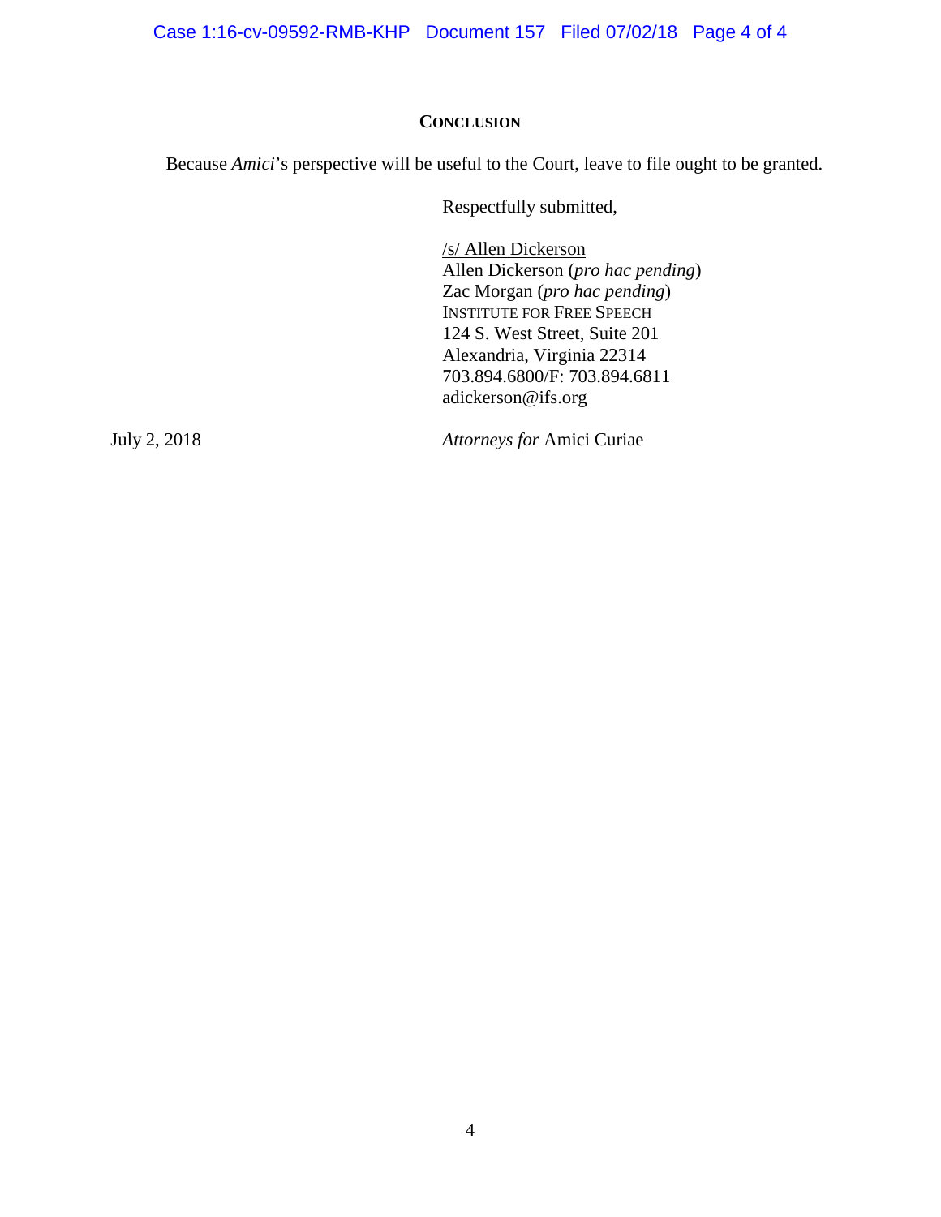## CONCLUSION

Because *Amici*'s perspective will be useful to the Court, leave to file ought to be granted.

Respectfully submitted,

/s/ Allen Dickerson
Allen Dickerson (*pro hac pending*)
Zac Morgan (*pro hac pending*)
INSTITUTE FOR FREE SPEECH
124 S. West Street, Suite 201
Alexandria, Virginia 22314
703.894.6800/F: 703.894.6811
adickerson@ifs.org

July 2, 2018

*Attorneys for* Amici Curiae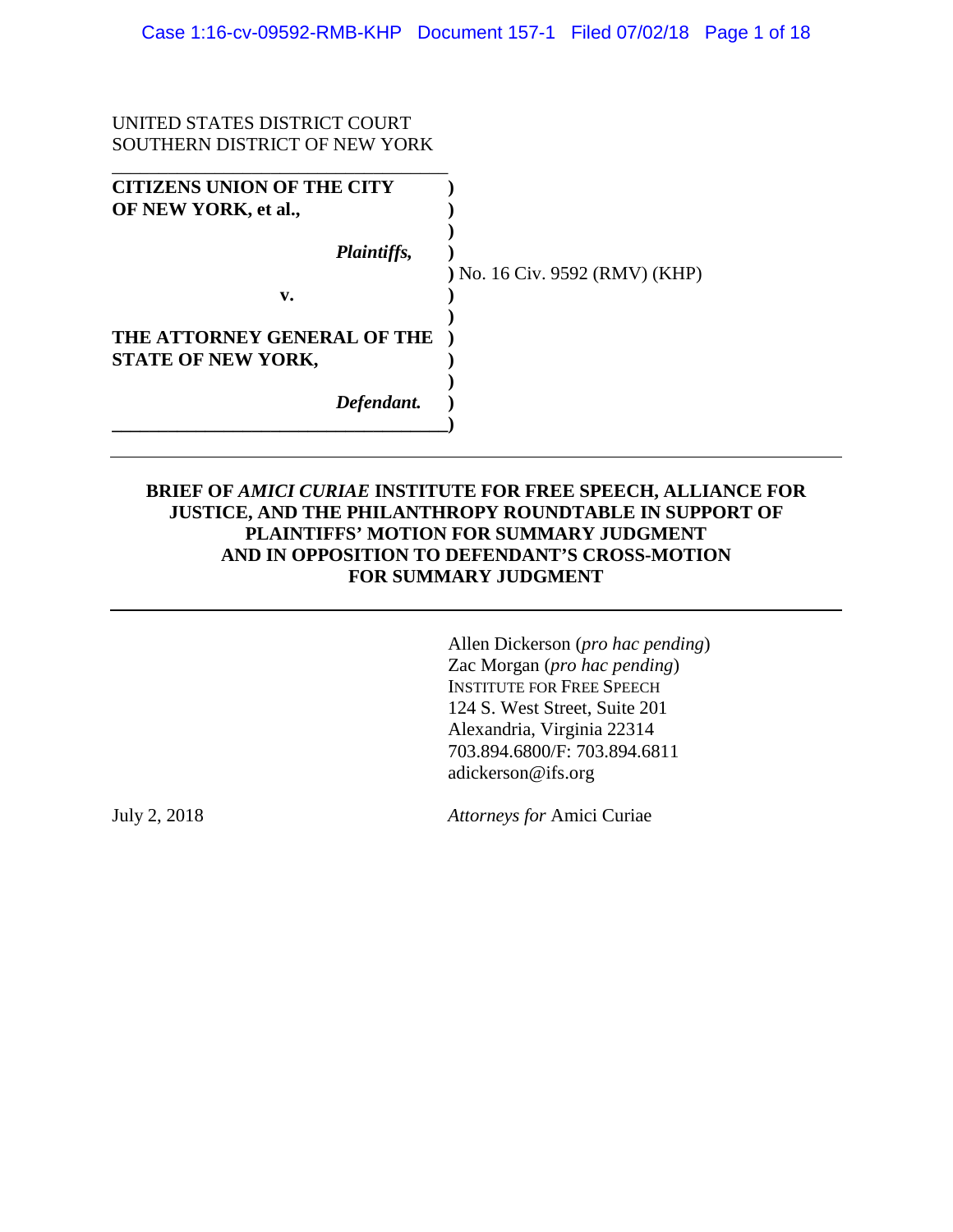UNITED STATES DISTRICT COURT
SOUTHERN DISTRICT OF NEW YORK

| | |
|---|---|
| **CITIZENS UNION OF THE CITY OF NEW YORK, et al.,** | |
| ***Plaintiffs,*** | No. 16 Civ. 9592 (RMV) (KHP) |
| **v.** | |
| **THE ATTORNEY GENERAL OF THE STATE OF NEW YORK,** | |
| ***Defendant.*** | |

**BRIEF OF *AMICI CURIAE* INSTITUTE FOR FREE SPEECH, ALLIANCE FOR JUSTICE, AND THE PHILANTHROPY ROUNDTABLE IN SUPPORT OF PLAINTIFFS' MOTION FOR SUMMARY JUDGMENT AND IN OPPOSITION TO DEFENDANT'S CROSS-MOTION FOR SUMMARY JUDGMENT**

Allen Dickerson (*pro hac pending*)
Zac Morgan (*pro hac pending*)
INSTITUTE FOR FREE SPEECH
124 S. West Street, Suite 201
Alexandria, Virginia 22314
703.894.6800/F: 703.894.6811
adickerson@ifs.org

July 2, 2018

*Attorneys for* Amici Curiae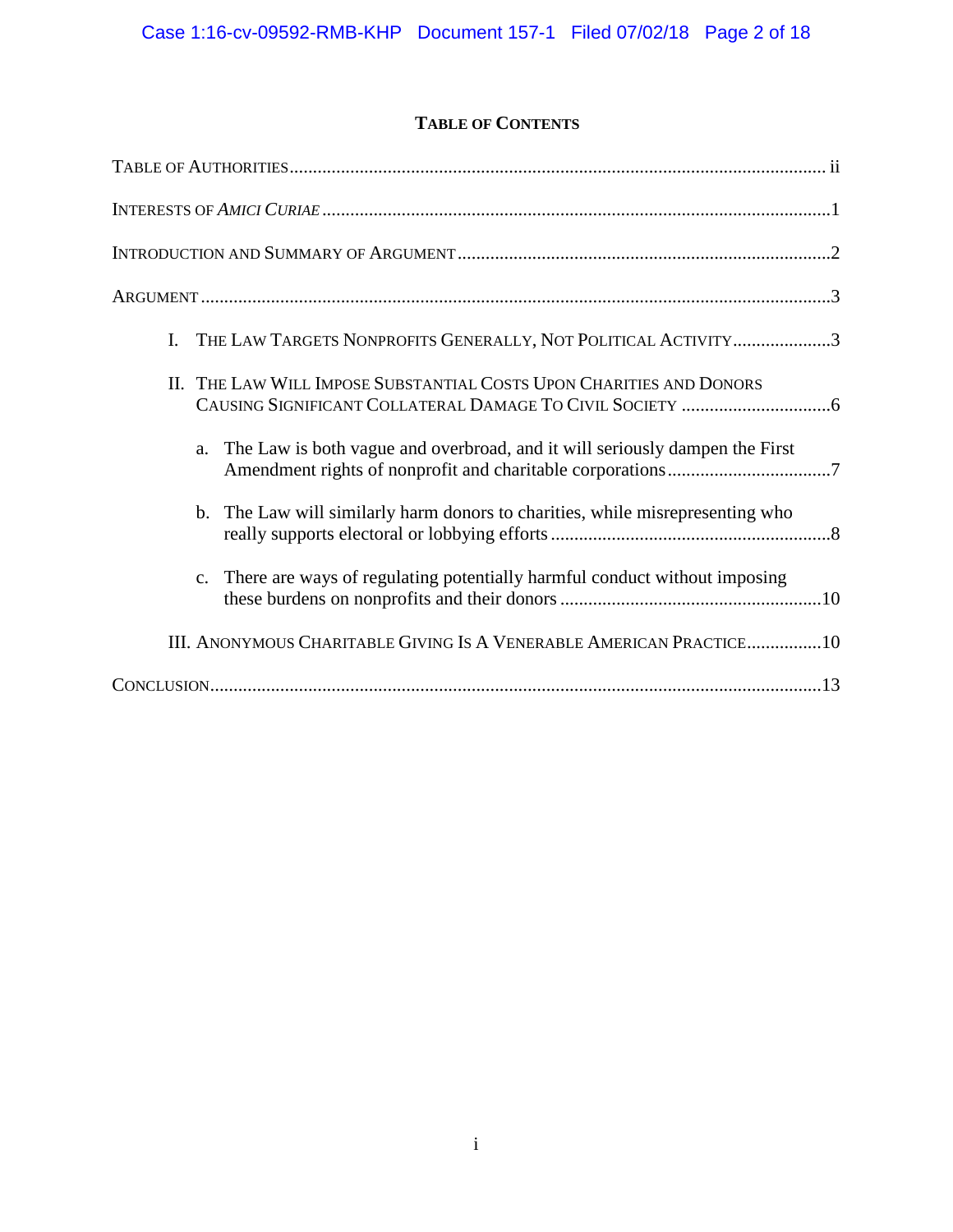# TABLE OF CONTENTS

TABLE OF AUTHORITIES ........................................................................................................... ii

INTERESTS OF *AMICI CURIAE* ........................................................................................................1

INTRODUCTION AND SUMMARY OF ARGUMENT .........................................................................2

ARGUMENT ........................................................................................................................................3

- I. THE LAW TARGETS NONPROFITS GENERALLY, NOT POLITICAL ACTIVITY .....................3
- II. THE LAW WILL IMPOSE SUBSTANTIAL COSTS UPON CHARITIES AND DONORS CAUSING SIGNIFICANT COLLATERAL DAMAGE TO CIVIL SOCIETY ................................6
  - a. The Law is both vague and overbroad, and it will seriously dampen the First Amendment rights of nonprofit and charitable corporations ...................................7
  - b. The Law will similarly harm donors to charities, while misrepresenting who really supports electoral or lobbying efforts ...........................................................8
  - c. There are ways of regulating potentially harmful conduct without imposing these burdens on nonprofits and their donors .......................................................10
- III. ANONYMOUS CHARITABLE GIVING IS A VENERABLE AMERICAN PRACTICE ................10

CONCLUSION ....................................................................................................................................13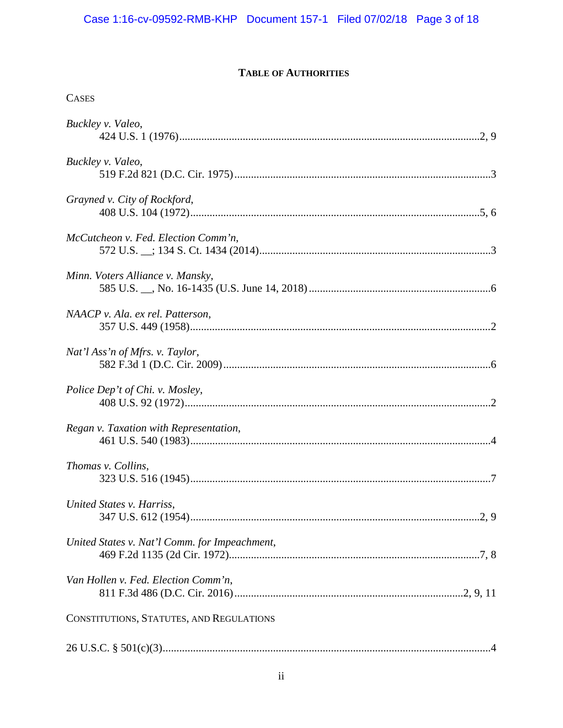# TABLE OF AUTHORITIES

CASES

*Buckley v. Valeo*,
424 U.S. 1 (1976)............................................................................................................2, 9

*Buckley v. Valeo*,
519 F.2d 821 (D.C. Cir. 1975)............................................................................................3

*Grayned v. City of Rockford*,
408 U.S. 104 (1972)........................................................................................................5, 6

*McCutcheon v. Fed. Election Comm'n*,
572 U.S. __; 134 S. Ct. 1434 (2014)...................................................................................3

*Minn. Voters Alliance v. Mansky*,
585 U.S. __, No. 16-1435 (U.S. June 14, 2018).................................................................6

*NAACP v. Ala. ex rel. Patterson*,
357 U.S. 449 (1958)............................................................................................................2

*Nat'l Ass'n of Mfrs. v. Taylor*,
582 F.3d 1 (D.C. Cir. 2009)................................................................................................6

*Police Dep't of Chi. v. Mosley*,
408 U.S. 92 (1972)..............................................................................................................2

*Regan v. Taxation with Representation*,
461 U.S. 540 (1983)............................................................................................................4

*Thomas v. Collins*,
323 U.S. 516 (1945)............................................................................................................7

*United States v. Harriss*,
347 U.S. 612 (1954)........................................................................................................2, 9

*United States v. Nat'l Comm. for Impeachment*,
469 F.2d 1135 (2d Cir. 1972)..........................................................................................7, 8

*Van Hollen v. Fed. Election Comm'n*,
811 F.3d 486 (D.C. Cir. 2016)..................................................................................2, 9, 11

CONSTITUTIONS, STATUTES, AND REGULATIONS

26 U.S.C. § 501(c)(3)...........................................................................................................4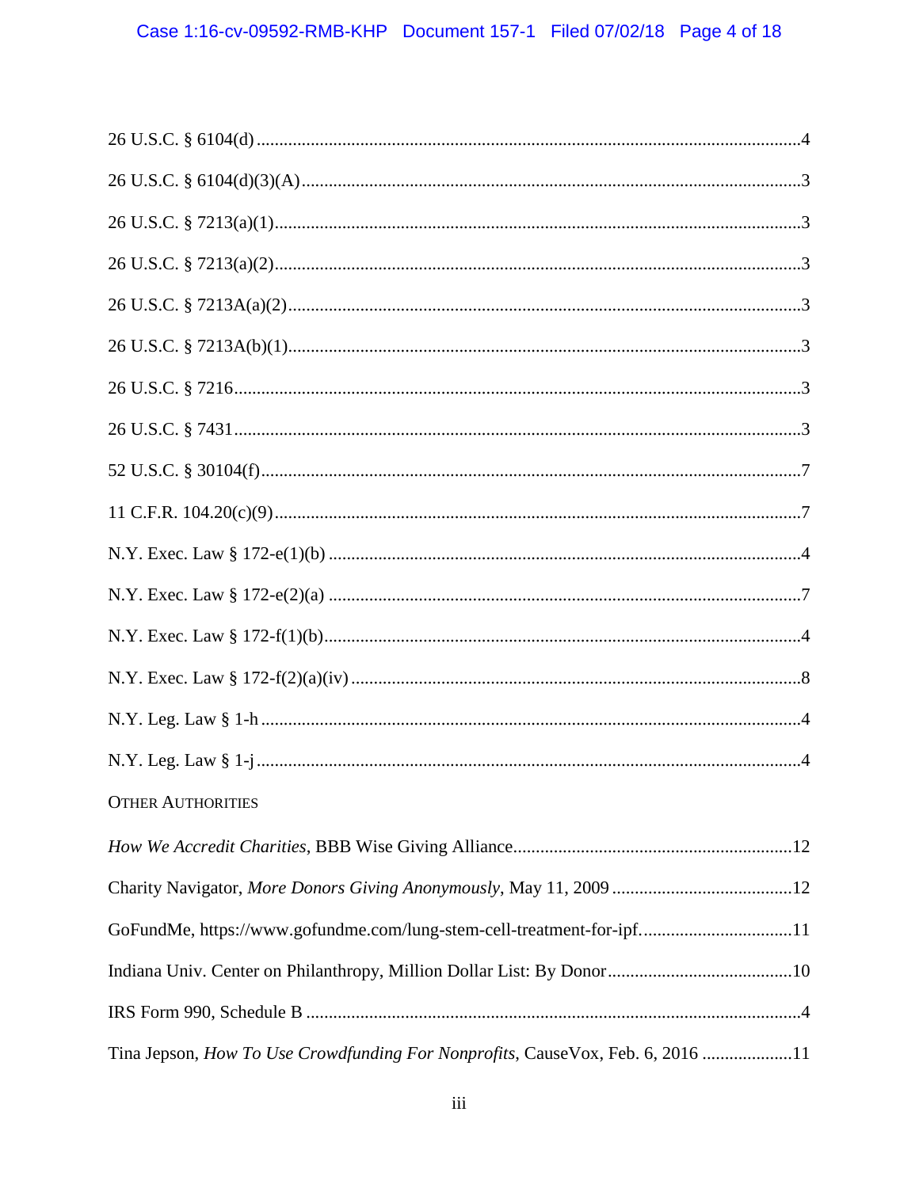26 U.S.C. § 6104(d) .......................................................................................................... 4

26 U.S.C. § 6104(d)(3)(A) .................................................................................................. 3

26 U.S.C. § 7213(a)(1) ........................................................................................................ 3

26 U.S.C. § 7213(a)(2) ........................................................................................................ 3

26 U.S.C. § 7213A(a)(2) ...................................................................................................... 3

26 U.S.C. § 7213A(b)(1) ...................................................................................................... 3

26 U.S.C. § 7216 ................................................................................................................. 3

26 U.S.C. § 7431 ................................................................................................................. 3

52 U.S.C. § 30104(f) ............................................................................................................ 7

11 C.F.R. 104.20(c)(9) ......................................................................................................... 7

N.Y. Exec. Law § 172-e(1)(b) ............................................................................................. 4

N.Y. Exec. Law § 172-e(2)(a) ............................................................................................. 7

N.Y. Exec. Law § 172-f(1)(b) .............................................................................................. 4

N.Y. Exec. Law § 172-f(2)(a)(iv) ......................................................................................... 8

N.Y. Leg. Law § 1-h ............................................................................................................ 4

N.Y. Leg. Law § 1-j ............................................................................................................. 4

OTHER AUTHORITIES

*How We Accredit Charities*, BBB Wise Giving Alliance .................................................. 12

Charity Navigator, *More Donors Giving Anonymously*, May 11, 2009 .............................. 12

GoFundMe, https://www.gofundme.com/lung-stem-cell-treatment-for-ipf. ....................... 11

Indiana Univ. Center on Philanthropy, Million Dollar List: By Donor ................................ 10

IRS Form 990, Schedule B .................................................................................................. 4

Tina Jepson, *How To Use Crowdfunding For Nonprofits*, CauseVox, Feb. 6, 2016 .......... 11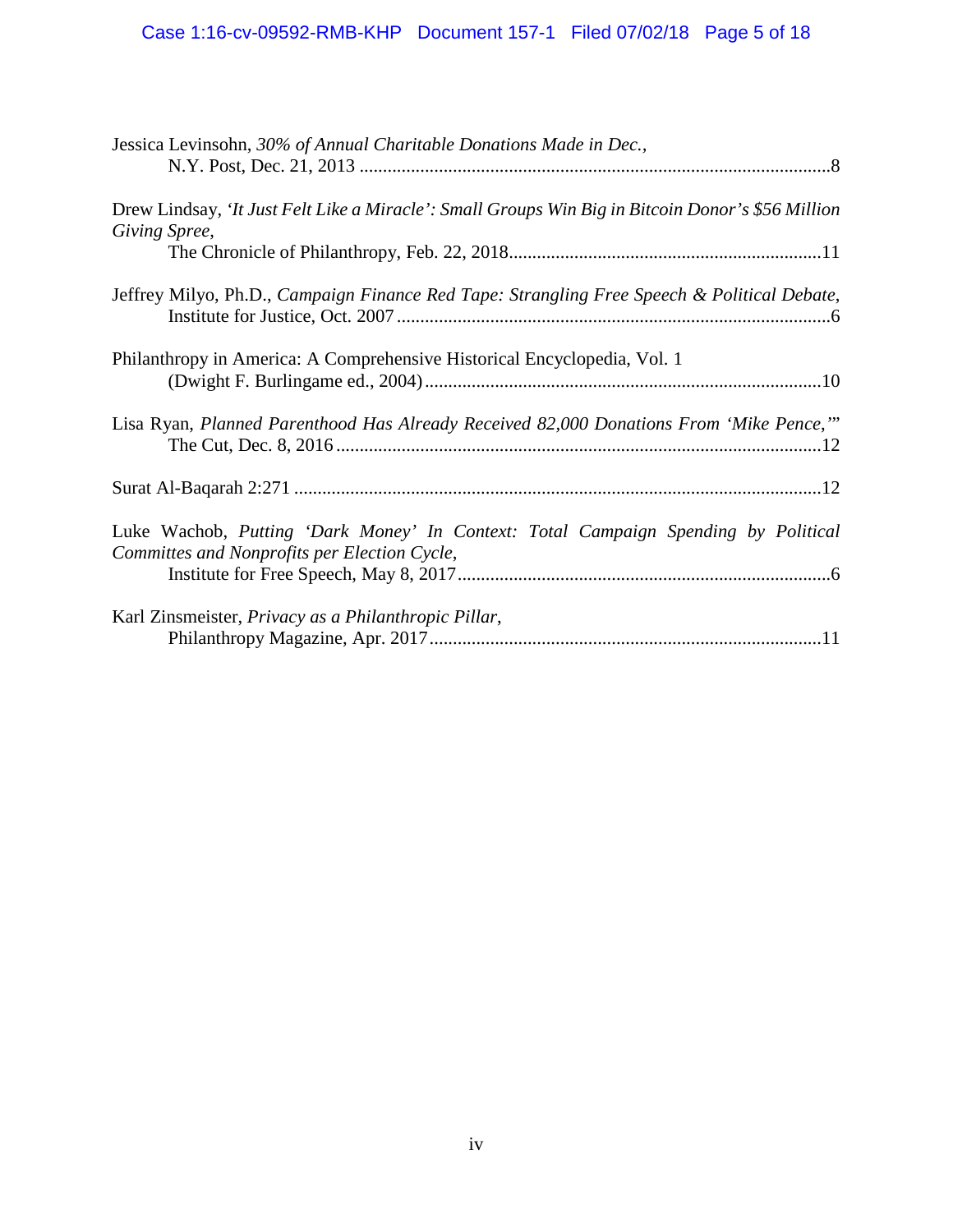Jessica Levinsohn, *30% of Annual Charitable Donations Made in Dec.*, N.Y. Post, Dec. 21, 2013 ....................................................................................................8

Drew Lindsay, *'It Just Felt Like a Miracle': Small Groups Win Big in Bitcoin Donor's $56 Million Giving Spree*, The Chronicle of Philanthropy, Feb. 22, 2018..................................................................11

Jeffrey Milyo, Ph.D., *Campaign Finance Red Tape: Strangling Free Speech & Political Debate*, Institute for Justice, Oct. 2007 ............................................................................................6

Philanthropy in America: A Comprehensive Historical Encyclopedia, Vol. 1 (Dwight F. Burlingame ed., 2004) ....................................................................................10

Lisa Ryan, *Planned Parenthood Has Already Received 82,000 Donations From 'Mike Pence,'"* The Cut, Dec. 8, 2016 .......................................................................................................12

Surat Al-Baqarah 2:271 ................................................................................................................12

Luke Wachob, *Putting 'Dark Money' In Context: Total Campaign Spending by Political Committes and Nonprofits per Election Cycle*, Institute for Free Speech, May 8, 2017................................................................................6

Karl Zinsmeister, *Privacy as a Philanthropic Pillar*, Philanthropy Magazine, Apr. 2017...................................................................................11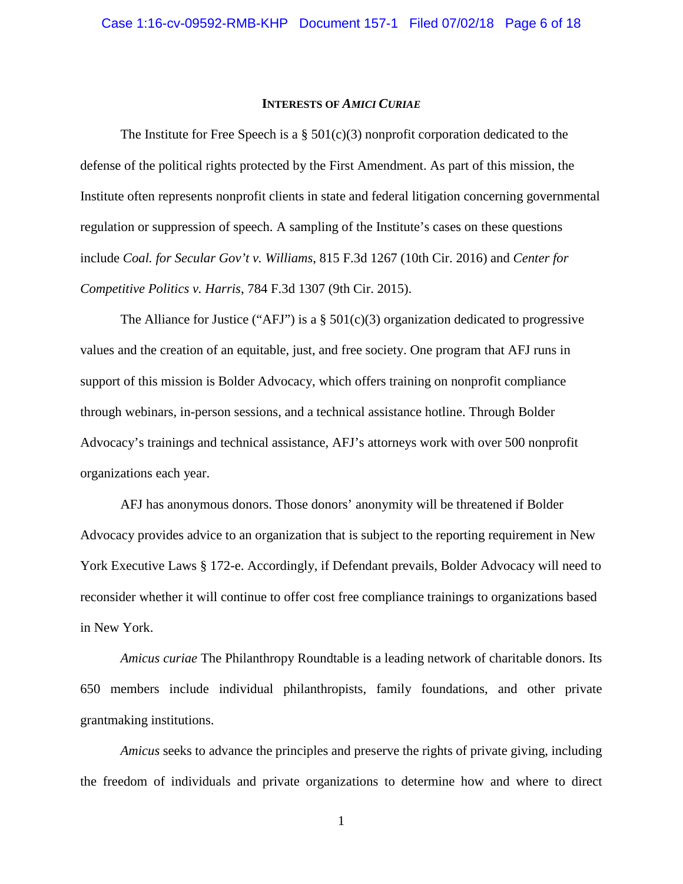**INTERESTS OF *AMICI CURIAE***

The Institute for Free Speech is a § 501(c)(3) nonprofit corporation dedicated to the defense of the political rights protected by the First Amendment. As part of this mission, the Institute often represents nonprofit clients in state and federal litigation concerning governmental regulation or suppression of speech. A sampling of the Institute's cases on these questions include *Coal. for Secular Gov't v. Williams*, 815 F.3d 1267 (10th Cir. 2016) and *Center for Competitive Politics v. Harris*, 784 F.3d 1307 (9th Cir. 2015).

The Alliance for Justice ("AFJ") is a § 501(c)(3) organization dedicated to progressive values and the creation of an equitable, just, and free society. One program that AFJ runs in support of this mission is Bolder Advocacy, which offers training on nonprofit compliance through webinars, in-person sessions, and a technical assistance hotline. Through Bolder Advocacy's trainings and technical assistance, AFJ's attorneys work with over 500 nonprofit organizations each year.

AFJ has anonymous donors. Those donors' anonymity will be threatened if Bolder Advocacy provides advice to an organization that is subject to the reporting requirement in New York Executive Laws § 172-e. Accordingly, if Defendant prevails, Bolder Advocacy will need to reconsider whether it will continue to offer cost free compliance trainings to organizations based in New York.

*Amicus curiae* The Philanthropy Roundtable is a leading network of charitable donors. Its 650 members include individual philanthropists, family foundations, and other private grantmaking institutions.

*Amicus* seeks to advance the principles and preserve the rights of private giving, including the freedom of individuals and private organizations to determine how and where to direct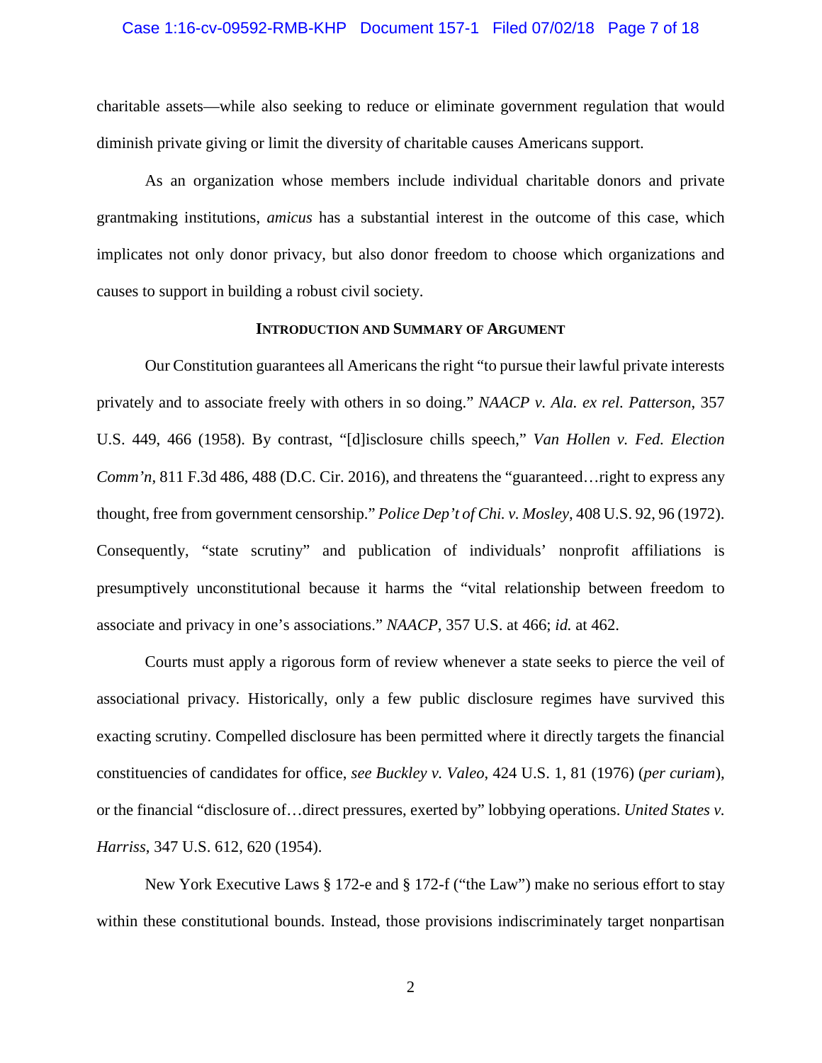charitable assets—while also seeking to reduce or eliminate government regulation that would diminish private giving or limit the diversity of charitable causes Americans support.

As an organization whose members include individual charitable donors and private grantmaking institutions, *amicus* has a substantial interest in the outcome of this case, which implicates not only donor privacy, but also donor freedom to choose which organizations and causes to support in building a robust civil society.

## INTRODUCTION AND SUMMARY OF ARGUMENT

Our Constitution guarantees all Americans the right "to pursue their lawful private interests privately and to associate freely with others in so doing." *NAACP v. Ala. ex rel. Patterson*, 357 U.S. 449, 466 (1958). By contrast, "[d]isclosure chills speech," *Van Hollen v. Fed. Election Comm'n*, 811 F.3d 486, 488 (D.C. Cir. 2016), and threatens the "guaranteed…right to express any thought, free from government censorship." *Police Dep't of Chi. v. Mosley*, 408 U.S. 92, 96 (1972). Consequently, "state scrutiny" and publication of individuals' nonprofit affiliations is presumptively unconstitutional because it harms the "vital relationship between freedom to associate and privacy in one's associations." *NAACP*, 357 U.S. at 466; *id.* at 462.

Courts must apply a rigorous form of review whenever a state seeks to pierce the veil of associational privacy. Historically, only a few public disclosure regimes have survived this exacting scrutiny. Compelled disclosure has been permitted where it directly targets the financial constituencies of candidates for office, *see Buckley v. Valeo*, 424 U.S. 1, 81 (1976) (*per curiam*), or the financial "disclosure of…direct pressures, exerted by" lobbying operations. *United States v. Harriss*, 347 U.S. 612, 620 (1954).

New York Executive Laws § 172-e and § 172-f ("the Law") make no serious effort to stay within these constitutional bounds. Instead, those provisions indiscriminately target nonpartisan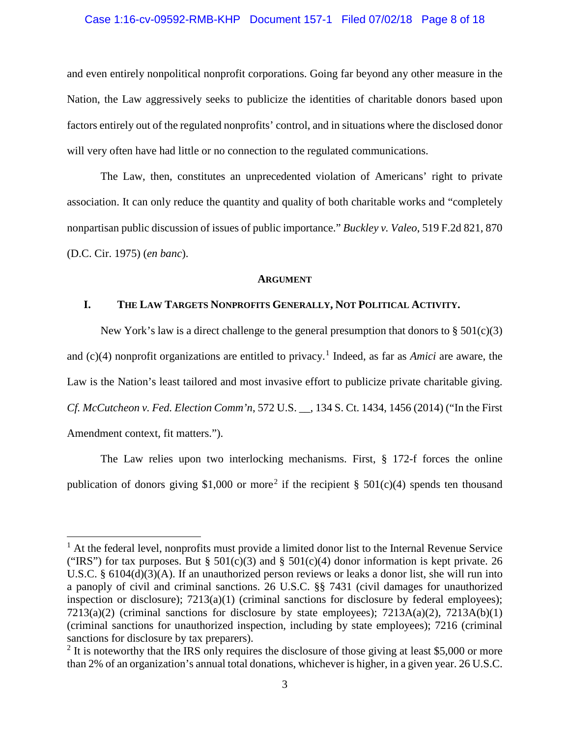and even entirely nonpolitical nonprofit corporations. Going far beyond any other measure in the Nation, the Law aggressively seeks to publicize the identities of charitable donors based upon factors entirely out of the regulated nonprofits' control, and in situations where the disclosed donor will very often have had little or no connection to the regulated communications.

The Law, then, constitutes an unprecedented violation of Americans' right to private association. It can only reduce the quantity and quality of both charitable works and "completely nonpartisan public discussion of issues of public importance." *Buckley v. Valeo*, 519 F.2d 821, 870 (D.C. Cir. 1975) (*en banc*).

## ARGUMENT

### I. THE LAW TARGETS NONPROFITS GENERALLY, NOT POLITICAL ACTIVITY.

New York's law is a direct challenge to the general presumption that donors to § 501(c)(3) and (c)(4) nonprofit organizations are entitled to privacy.[1] Indeed, as far as *Amici* are aware, the Law is the Nation's least tailored and most invasive effort to publicize private charitable giving. *Cf. McCutcheon v. Fed. Election Comm'n*, 572 U.S. __, 134 S. Ct. 1434, 1456 (2014) ("In the First Amendment context, fit matters.").

The Law relies upon two interlocking mechanisms. First, § 172-f forces the online publication of donors giving $1,000 or more[2] if the recipient § 501(c)(4) spends ten thousand

---

[1] At the federal level, nonprofits must provide a limited donor list to the Internal Revenue Service ("IRS") for tax purposes. But § 501(c)(3) and § 501(c)(4) donor information is kept private. 26 U.S.C. § 6104(d)(3)(A). If an unauthorized person reviews or leaks a donor list, she will run into a panoply of civil and criminal sanctions. 26 U.S.C. §§ 7431 (civil damages for unauthorized inspection or disclosure); 7213(a)(1) (criminal sanctions for disclosure by federal employees); 7213(a)(2) (criminal sanctions for disclosure by state employees); 7213A(a)(2), 7213A(b)(1) (criminal sanctions for unauthorized inspection, including by state employees); 7216 (criminal sanctions for disclosure by tax preparers).

[2] It is noteworthy that the IRS only requires the disclosure of those giving at least $5,000 or more than 2% of an organization's annual total donations, whichever is higher, in a given year. 26 U.S.C.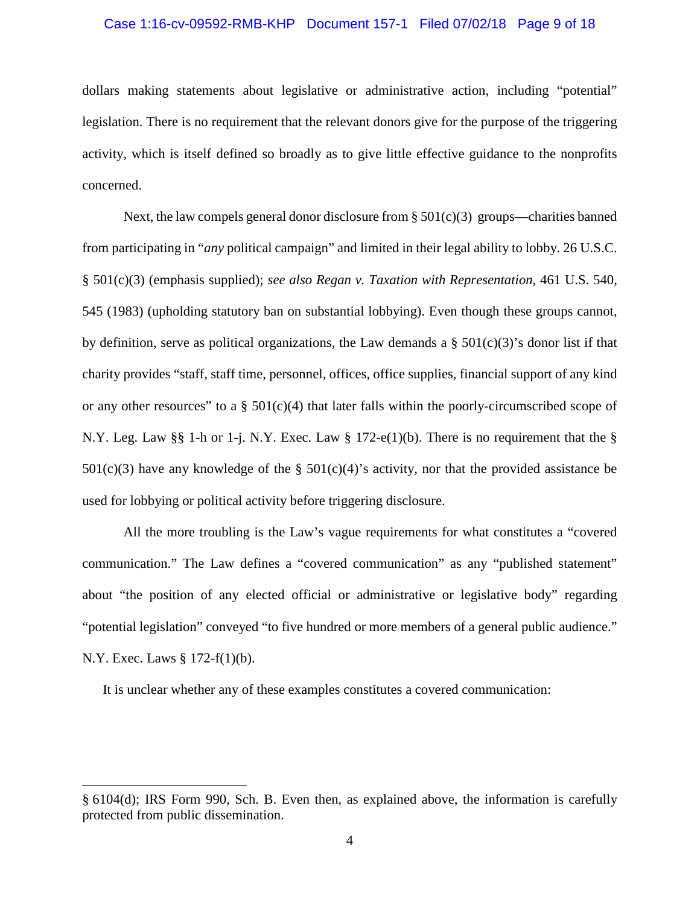dollars making statements about legislative or administrative action, including "potential" legislation. There is no requirement that the relevant donors give for the purpose of the triggering activity, which is itself defined so broadly as to give little effective guidance to the nonprofits concerned.

Next, the law compels general donor disclosure from § 501(c)(3) groups—charities banned from participating in "*any* political campaign" and limited in their legal ability to lobby. 26 U.S.C. § 501(c)(3) (emphasis supplied); *see also Regan v. Taxation with Representation*, 461 U.S. 540, 545 (1983) (upholding statutory ban on substantial lobbying). Even though these groups cannot, by definition, serve as political organizations, the Law demands a § 501(c)(3)'s donor list if that charity provides "staff, staff time, personnel, offices, office supplies, financial support of any kind or any other resources" to a § 501(c)(4) that later falls within the poorly-circumscribed scope of N.Y. Leg. Law §§ 1-h or 1-j. N.Y. Exec. Law § 172-e(1)(b). There is no requirement that the § 501(c)(3) have any knowledge of the § 501(c)(4)'s activity, nor that the provided assistance be used for lobbying or political activity before triggering disclosure.

All the more troubling is the Law's vague requirements for what constitutes a "covered communication." The Law defines a "covered communication" as any "published statement" about "the position of any elected official or administrative or legislative body" regarding "potential legislation" conveyed "to five hundred or more members of a general public audience." N.Y. Exec. Laws § 172-f(1)(b).

It is unclear whether any of these examples constitutes a covered communication:

---

§ 6104(d); IRS Form 990, Sch. B. Even then, as explained above, the information is carefully protected from public dissemination.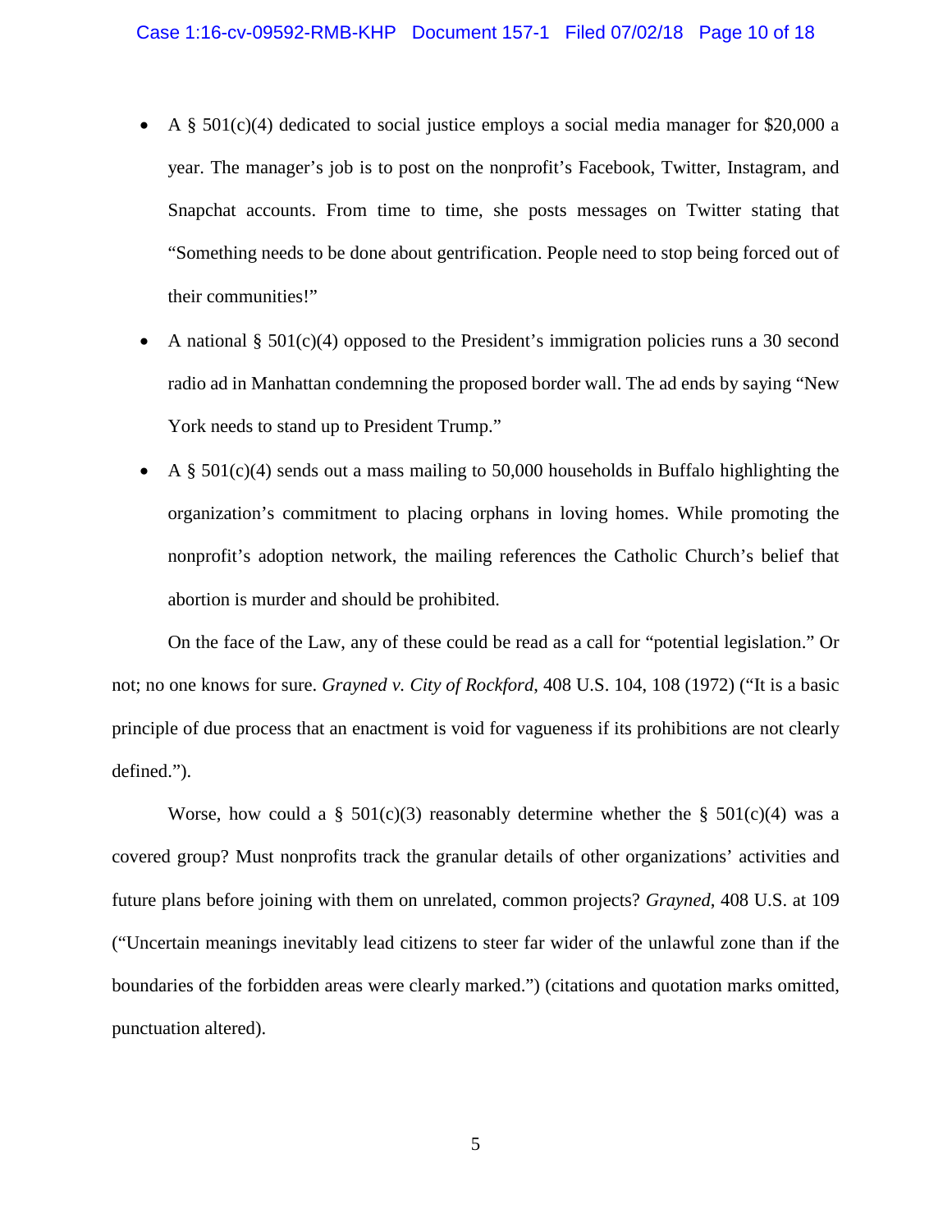- A § 501(c)(4) dedicated to social justice employs a social media manager for $20,000 a year. The manager's job is to post on the nonprofit's Facebook, Twitter, Instagram, and Snapchat accounts. From time to time, she posts messages on Twitter stating that "Something needs to be done about gentrification. People need to stop being forced out of their communities!"
- A national § 501(c)(4) opposed to the President's immigration policies runs a 30 second radio ad in Manhattan condemning the proposed border wall. The ad ends by saying "New York needs to stand up to President Trump."
- A § 501(c)(4) sends out a mass mailing to 50,000 households in Buffalo highlighting the organization's commitment to placing orphans in loving homes. While promoting the nonprofit's adoption network, the mailing references the Catholic Church's belief that abortion is murder and should be prohibited.

On the face of the Law, any of these could be read as a call for "potential legislation." Or not; no one knows for sure. *Grayned v. City of Rockford*, 408 U.S. 104, 108 (1972) ("It is a basic principle of due process that an enactment is void for vagueness if its prohibitions are not clearly defined.").

Worse, how could a § 501(c)(3) reasonably determine whether the § 501(c)(4) was a covered group? Must nonprofits track the granular details of other organizations' activities and future plans before joining with them on unrelated, common projects? *Grayned*, 408 U.S. at 109 ("Uncertain meanings inevitably lead citizens to steer far wider of the unlawful zone than if the boundaries of the forbidden areas were clearly marked.") (citations and quotation marks omitted, punctuation altered).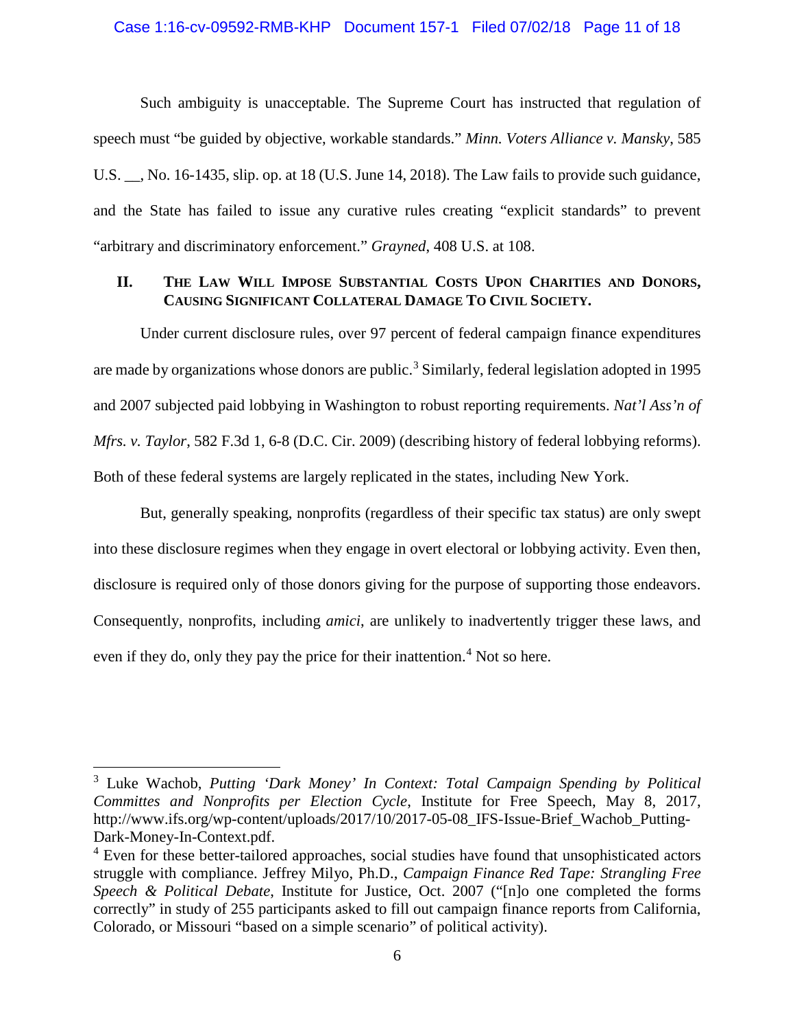Such ambiguity is unacceptable. The Supreme Court has instructed that regulation of speech must "be guided by objective, workable standards." *Minn. Voters Alliance v. Mansky*, 585 U.S. __, No. 16-1435, slip. op. at 18 (U.S. June 14, 2018). The Law fails to provide such guidance, and the State has failed to issue any curative rules creating "explicit standards" to prevent "arbitrary and discriminatory enforcement." *Grayned*, 408 U.S. at 108.

## II. THE LAW WILL IMPOSE SUBSTANTIAL COSTS UPON CHARITIES AND DONORS, CAUSING SIGNIFICANT COLLATERAL DAMAGE TO CIVIL SOCIETY.

Under current disclosure rules, over 97 percent of federal campaign finance expenditures are made by organizations whose donors are public.[3] Similarly, federal legislation adopted in 1995 and 2007 subjected paid lobbying in Washington to robust reporting requirements. *Nat'l Ass'n of Mfrs. v. Taylor*, 582 F.3d 1, 6-8 (D.C. Cir. 2009) (describing history of federal lobbying reforms). Both of these federal systems are largely replicated in the states, including New York.

But, generally speaking, nonprofits (regardless of their specific tax status) are only swept into these disclosure regimes when they engage in overt electoral or lobbying activity. Even then, disclosure is required only of those donors giving for the purpose of supporting those endeavors. Consequently, nonprofits, including *amici*, are unlikely to inadvertently trigger these laws, and even if they do, only they pay the price for their inattention.[4] Not so here.

---

[3] Luke Wachob, *Putting 'Dark Money' In Context: Total Campaign Spending by Political Committes and Nonprofits per Election Cycle*, Institute for Free Speech, May 8, 2017, http://www.ifs.org/wp-content/uploads/2017/10/2017-05-08_IFS-Issue-Brief_Wachob_Putting-Dark-Money-In-Context.pdf.

[4] Even for these better-tailored approaches, social studies have found that unsophisticated actors struggle with compliance. Jeffrey Milyo, Ph.D., *Campaign Finance Red Tape: Strangling Free Speech & Political Debate*, Institute for Justice, Oct. 2007 ("[n]o one completed the forms correctly" in study of 255 participants asked to fill out campaign finance reports from California, Colorado, or Missouri "based on a simple scenario" of political activity).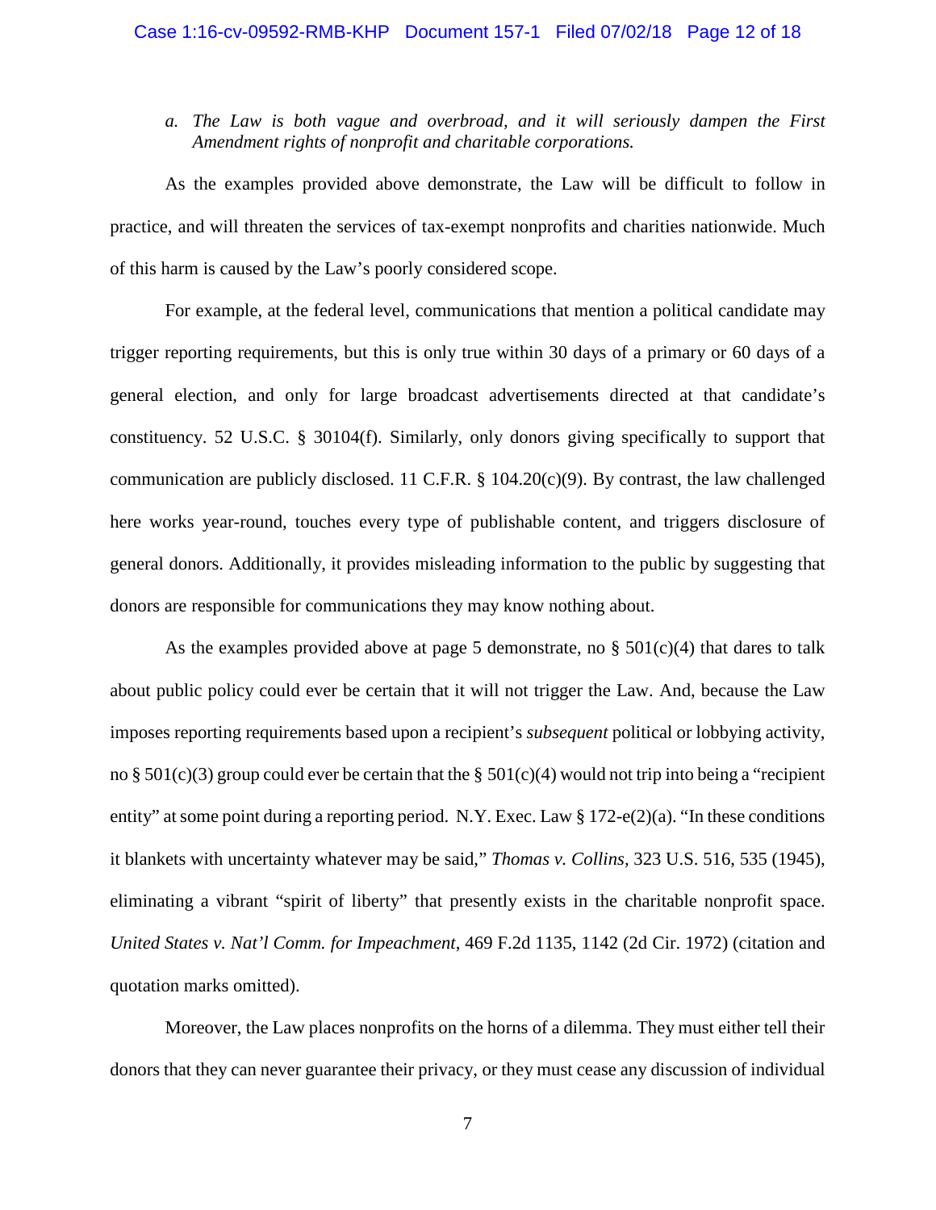*a. The Law is both vague and overbroad, and it will seriously dampen the First Amendment rights of nonprofit and charitable corporations.*

As the examples provided above demonstrate, the Law will be difficult to follow in practice, and will threaten the services of tax-exempt nonprofits and charities nationwide. Much of this harm is caused by the Law's poorly considered scope.

For example, at the federal level, communications that mention a political candidate may trigger reporting requirements, but this is only true within 30 days of a primary or 60 days of a general election, and only for large broadcast advertisements directed at that candidate's constituency. 52 U.S.C. § 30104(f). Similarly, only donors giving specifically to support that communication are publicly disclosed. 11 C.F.R. § 104.20(c)(9). By contrast, the law challenged here works year-round, touches every type of publishable content, and triggers disclosure of general donors. Additionally, it provides misleading information to the public by suggesting that donors are responsible for communications they may know nothing about.

As the examples provided above at page 5 demonstrate, no § 501(c)(4) that dares to talk about public policy could ever be certain that it will not trigger the Law. And, because the Law imposes reporting requirements based upon a recipient's *subsequent* political or lobbying activity, no § 501(c)(3) group could ever be certain that the § 501(c)(4) would not trip into being a "recipient entity" at some point during a reporting period. N.Y. Exec. Law § 172-e(2)(a). "In these conditions it blankets with uncertainty whatever may be said," *Thomas v. Collins*, 323 U.S. 516, 535 (1945), eliminating a vibrant "spirit of liberty" that presently exists in the charitable nonprofit space. *United States v. Nat'l Comm. for Impeachment*, 469 F.2d 1135, 1142 (2d Cir. 1972) (citation and quotation marks omitted).

Moreover, the Law places nonprofits on the horns of a dilemma. They must either tell their donors that they can never guarantee their privacy, or they must cease any discussion of individual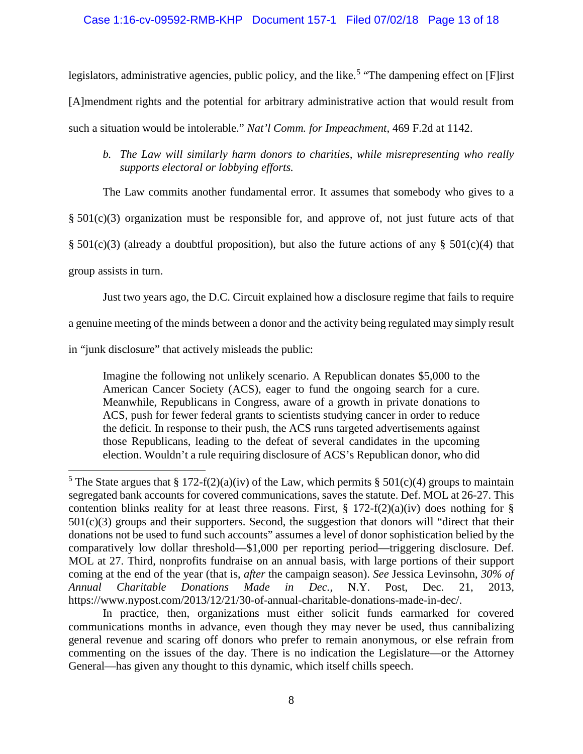legislators, administrative agencies, public policy, and the like.[5] "The dampening effect on [F]irst [A]mendment rights and the potential for arbitrary administrative action that would result from such a situation would be intolerable." *Nat'l Comm. for Impeachment*, 469 F.2d at 1142.

*b. The Law will similarly harm donors to charities, while misrepresenting who really supports electoral or lobbying efforts.*

The Law commits another fundamental error. It assumes that somebody who gives to a § 501(c)(3) organization must be responsible for, and approve of, not just future acts of that § 501(c)(3) (already a doubtful proposition), but also the future actions of any § 501(c)(4) that group assists in turn.

Just two years ago, the D.C. Circuit explained how a disclosure regime that fails to require a genuine meeting of the minds between a donor and the activity being regulated may simply result in "junk disclosure" that actively misleads the public:

> Imagine the following not unlikely scenario. A Republican donates $5,000 to the American Cancer Society (ACS), eager to fund the ongoing search for a cure. Meanwhile, Republicans in Congress, aware of a growth in private donations to ACS, push for fewer federal grants to scientists studying cancer in order to reduce the deficit. In response to their push, the ACS runs targeted advertisements against those Republicans, leading to the defeat of several candidates in the upcoming election. Wouldn't a rule requiring disclosure of ACS's Republican donor, who did

---

[5] The State argues that § 172-f(2)(a)(iv) of the Law, which permits § 501(c)(4) groups to maintain segregated bank accounts for covered communications, saves the statute. Def. MOL at 26-27. This contention blinks reality for at least three reasons. First, § 172-f(2)(a)(iv) does nothing for § 501(c)(3) groups and their supporters. Second, the suggestion that donors will "direct that their donations not be used to fund such accounts" assumes a level of donor sophistication belied by the comparatively low dollar threshold—$1,000 per reporting period—triggering disclosure. Def. MOL at 27. Third, nonprofits fundraise on an annual basis, with large portions of their support coming at the end of the year (that is, *after* the campaign season). *See* Jessica Levinsohn, *30% of Annual Charitable Donations Made in Dec.*, N.Y. Post, Dec. 21, 2013, https://www.nypost.com/2013/12/21/30-of-annual-charitable-donations-made-in-dec/.

In practice, then, organizations must either solicit funds earmarked for covered communications months in advance, even though they may never be used, thus cannibalizing general revenue and scaring off donors who prefer to remain anonymous, or else refrain from commenting on the issues of the day. There is no indication the Legislature—or the Attorney General—has given any thought to this dynamic, which itself chills speech.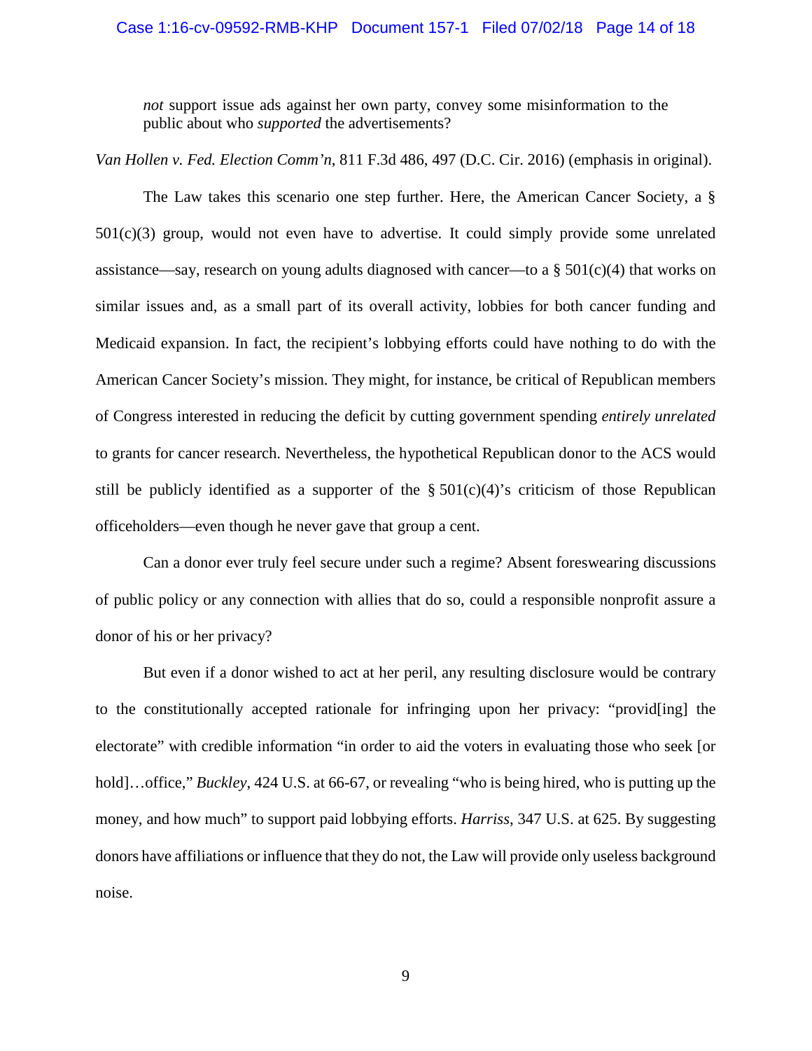*not* support issue ads against her own party, convey some misinformation to the public about who *supported* the advertisements?

*Van Hollen v. Fed. Election Comm'n*, 811 F.3d 486, 497 (D.C. Cir. 2016) (emphasis in original).

The Law takes this scenario one step further. Here, the American Cancer Society, a § 501(c)(3) group, would not even have to advertise. It could simply provide some unrelated assistance—say, research on young adults diagnosed with cancer—to a § 501(c)(4) that works on similar issues and, as a small part of its overall activity, lobbies for both cancer funding and Medicaid expansion. In fact, the recipient's lobbying efforts could have nothing to do with the American Cancer Society's mission. They might, for instance, be critical of Republican members of Congress interested in reducing the deficit by cutting government spending *entirely unrelated* to grants for cancer research. Nevertheless, the hypothetical Republican donor to the ACS would still be publicly identified as a supporter of the § 501(c)(4)'s criticism of those Republican officeholders—even though he never gave that group a cent.

Can a donor ever truly feel secure under such a regime? Absent foreswearing discussions of public policy or any connection with allies that do so, could a responsible nonprofit assure a donor of his or her privacy?

But even if a donor wished to act at her peril, any resulting disclosure would be contrary to the constitutionally accepted rationale for infringing upon her privacy: "provid[ing] the electorate" with credible information "in order to aid the voters in evaluating those who seek [or hold]…office," *Buckley*, 424 U.S. at 66-67, or revealing "who is being hired, who is putting up the money, and how much" to support paid lobbying efforts. *Harriss*, 347 U.S. at 625. By suggesting donors have affiliations or influence that they do not, the Law will provide only useless background noise.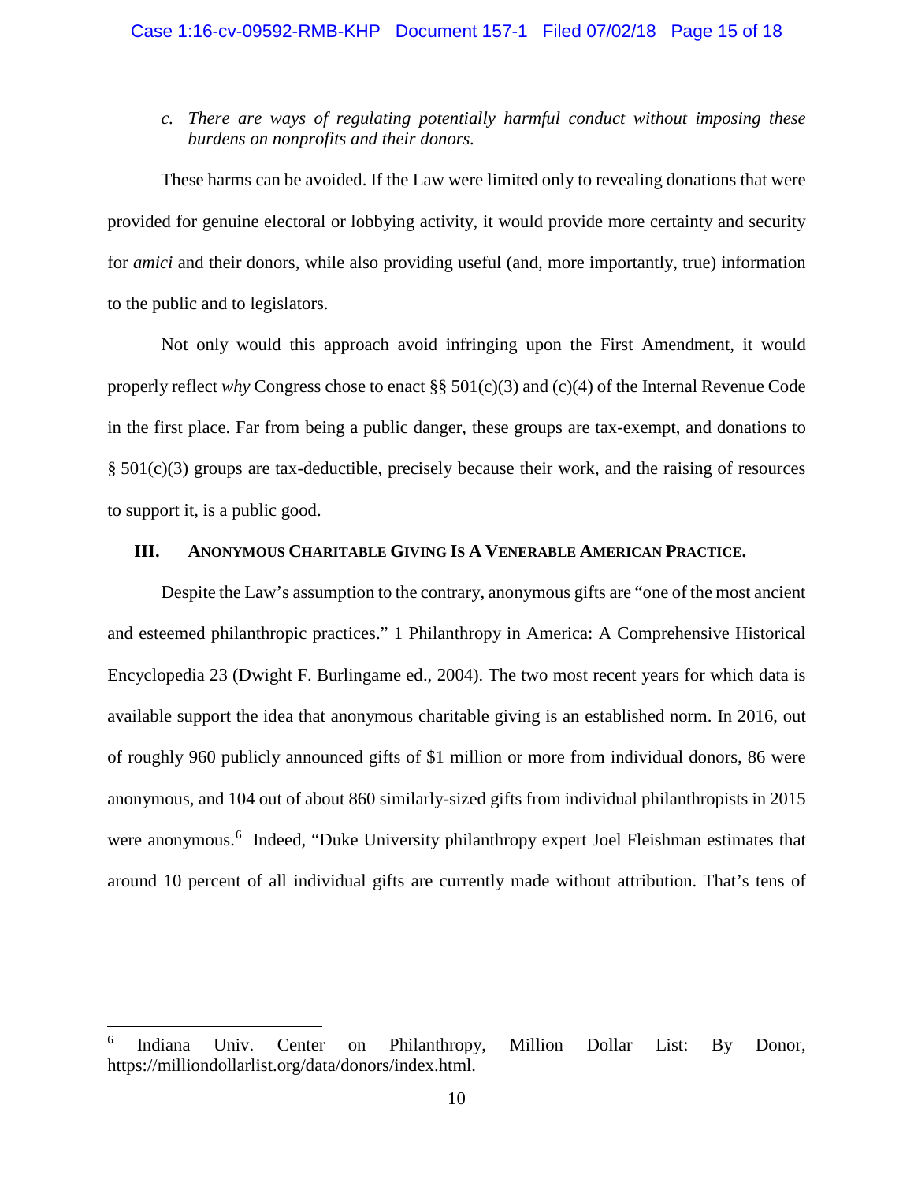*c. There are ways of regulating potentially harmful conduct without imposing these burdens on nonprofits and their donors.*

These harms can be avoided. If the Law were limited only to revealing donations that were provided for genuine electoral or lobbying activity, it would provide more certainty and security for *amici* and their donors, while also providing useful (and, more importantly, true) information to the public and to legislators.

Not only would this approach avoid infringing upon the First Amendment, it would properly reflect *why* Congress chose to enact §§ 501(c)(3) and (c)(4) of the Internal Revenue Code in the first place. Far from being a public danger, these groups are tax-exempt, and donations to § 501(c)(3) groups are tax-deductible, precisely because their work, and the raising of resources to support it, is a public good.

## III. ANONYMOUS CHARITABLE GIVING IS A VENERABLE AMERICAN PRACTICE.

Despite the Law's assumption to the contrary, anonymous gifts are "one of the most ancient and esteemed philanthropic practices." 1 Philanthropy in America: A Comprehensive Historical Encyclopedia 23 (Dwight F. Burlingame ed., 2004). The two most recent years for which data is available support the idea that anonymous charitable giving is an established norm. In 2016, out of roughly 960 publicly announced gifts of $1 million or more from individual donors, 86 were anonymous, and 104 out of about 860 similarly-sized gifts from individual philanthropists in 2015 were anonymous.[6] Indeed, "Duke University philanthropy expert Joel Fleishman estimates that around 10 percent of all individual gifts are currently made without attribution. That's tens of

[6] Indiana Univ. Center on Philanthropy, Million Dollar List: By Donor, https://milliondollarlist.org/data/donors/index.html.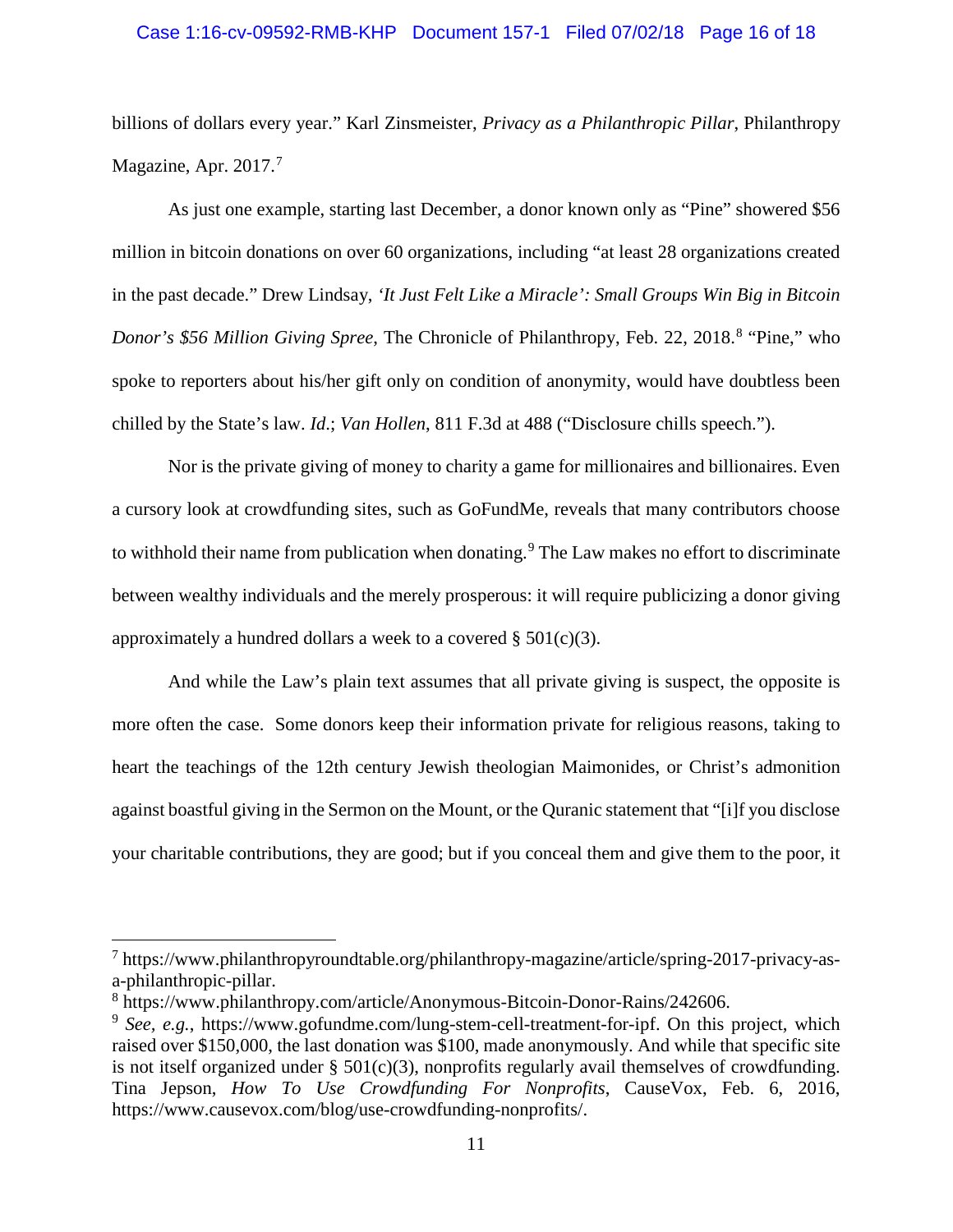billions of dollars every year." Karl Zinsmeister, *Privacy as a Philanthropic Pillar*, Philanthropy Magazine, Apr. 2017.[7]

As just one example, starting last December, a donor known only as "Pine" showered $56 million in bitcoin donations on over 60 organizations, including "at least 28 organizations created in the past decade." Drew Lindsay, *'It Just Felt Like a Miracle': Small Groups Win Big in Bitcoin Donor's $56 Million Giving Spree*, The Chronicle of Philanthropy, Feb. 22, 2018.[8] "Pine," who spoke to reporters about his/her gift only on condition of anonymity, would have doubtless been chilled by the State's law. *Id.*; *Van Hollen*, 811 F.3d at 488 ("Disclosure chills speech.").

Nor is the private giving of money to charity a game for millionaires and billionaires. Even a cursory look at crowdfunding sites, such as GoFundMe, reveals that many contributors choose to withhold their name from publication when donating.[9] The Law makes no effort to discriminate between wealthy individuals and the merely prosperous: it will require publicizing a donor giving approximately a hundred dollars a week to a covered § 501(c)(3).

And while the Law's plain text assumes that all private giving is suspect, the opposite is more often the case. Some donors keep their information private for religious reasons, taking to heart the teachings of the 12th century Jewish theologian Maimonides, or Christ's admonition against boastful giving in the Sermon on the Mount, or the Quranic statement that "[i]f you disclose your charitable contributions, they are good; but if you conceal them and give them to the poor, it

---

[7] https://www.philanthropyroundtable.org/philanthropy-magazine/article/spring-2017-privacy-as-a-philanthropic-pillar.

[8] https://www.philanthropy.com/article/Anonymous-Bitcoin-Donor-Rains/242606.

[9] *See, e.g.*, https://www.gofundme.com/lung-stem-cell-treatment-for-ipf. On this project, which raised over $150,000, the last donation was $100, made anonymously. And while that specific site is not itself organized under § 501(c)(3), nonprofits regularly avail themselves of crowdfunding. Tina Jepson, *How To Use Crowdfunding For Nonprofits*, CauseVox, Feb. 6, 2016, https://www.causevox.com/blog/use-crowdfunding-nonprofits/.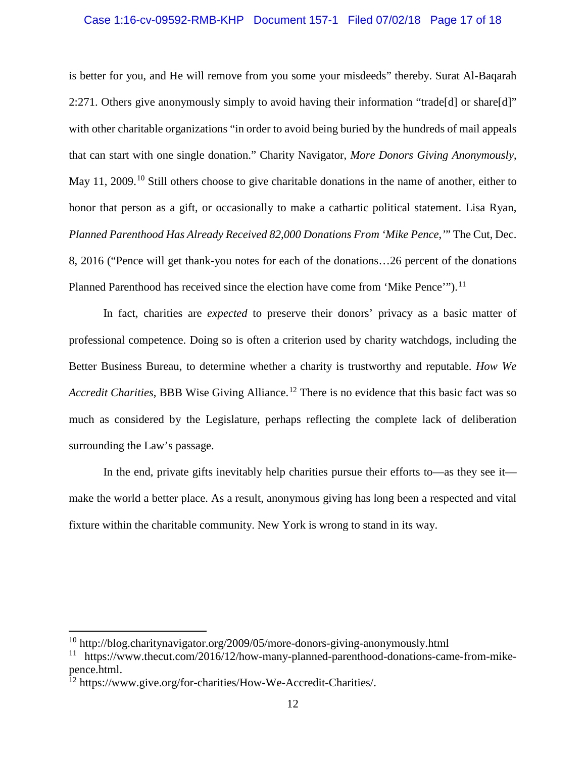is better for you, and He will remove from you some your misdeeds" thereby. Surat Al-Baqarah 2:271. Others give anonymously simply to avoid having their information "trade[d] or share[d]" with other charitable organizations "in order to avoid being buried by the hundreds of mail appeals that can start with one single donation." Charity Navigator, *More Donors Giving Anonymously*, May 11, 2009.[10] Still others choose to give charitable donations in the name of another, either to honor that person as a gift, or occasionally to make a cathartic political statement. Lisa Ryan, *Planned Parenthood Has Already Received 82,000 Donations From 'Mike Pence,'"* The Cut, Dec. 8, 2016 ("Pence will get thank-you notes for each of the donations…26 percent of the donations Planned Parenthood has received since the election have come from 'Mike Pence'").[11]

In fact, charities are *expected* to preserve their donors' privacy as a basic matter of professional competence. Doing so is often a criterion used by charity watchdogs, including the Better Business Bureau, to determine whether a charity is trustworthy and reputable. *How We Accredit Charities*, BBB Wise Giving Alliance.[12] There is no evidence that this basic fact was so much as considered by the Legislature, perhaps reflecting the complete lack of deliberation surrounding the Law's passage.

In the end, private gifts inevitably help charities pursue their efforts to—as they see it—make the world a better place. As a result, anonymous giving has long been a respected and vital fixture within the charitable community. New York is wrong to stand in its way.

---

[10] http://blog.charitynavigator.org/2009/05/more-donors-giving-anonymously.html

[11] https://www.thecut.com/2016/12/how-many-planned-parenthood-donations-came-from-mike-pence.html.

[12] https://www.give.org/for-charities/How-We-Accredit-Charities/.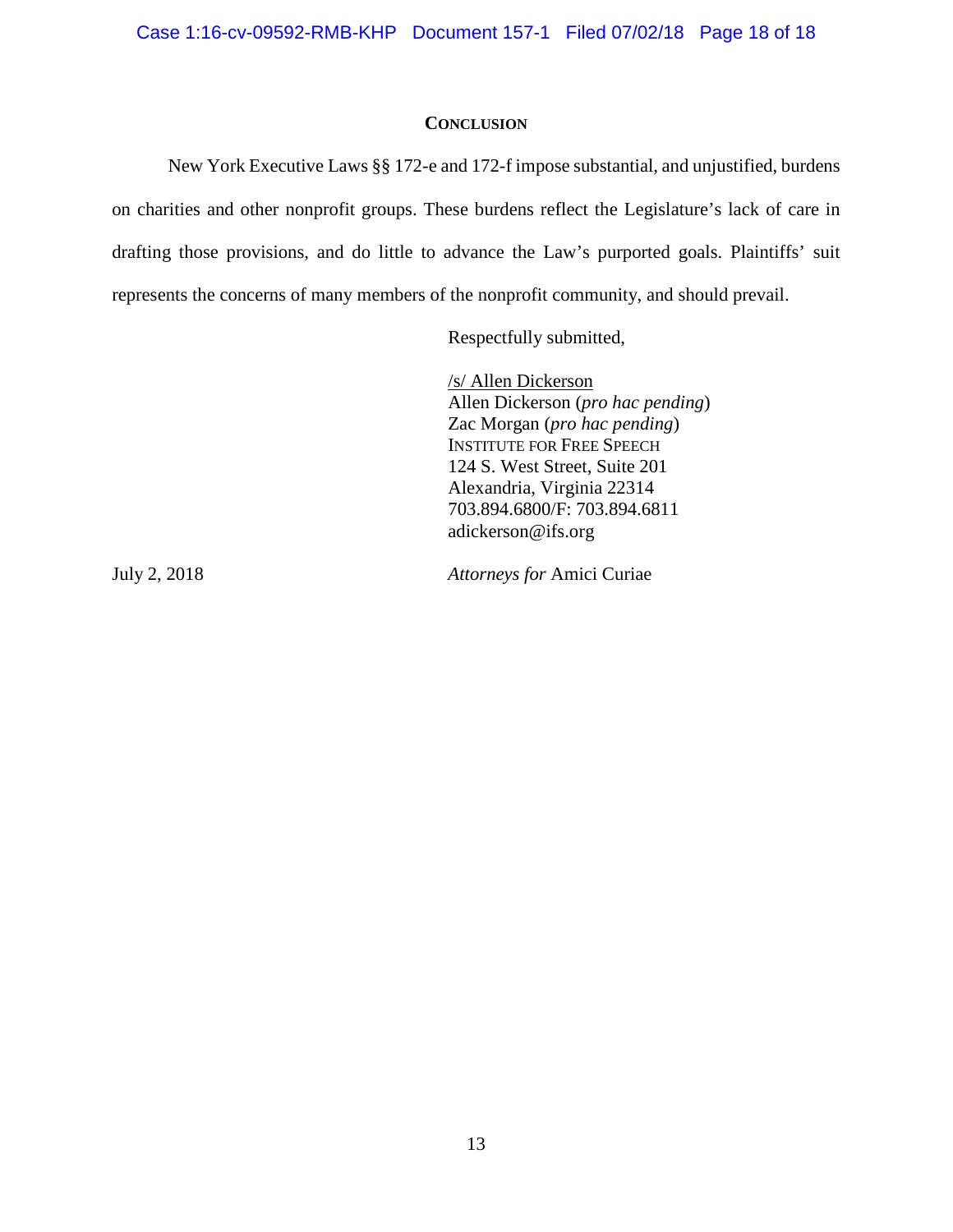## CONCLUSION

New York Executive Laws §§ 172-e and 172-f impose substantial, and unjustified, burdens on charities and other nonprofit groups. These burdens reflect the Legislature's lack of care in drafting those provisions, and do little to advance the Law's purported goals. Plaintiffs' suit represents the concerns of many members of the nonprofit community, and should prevail.

Respectfully submitted,

/s/ Allen Dickerson
Allen Dickerson (*pro hac pending*)
Zac Morgan (*pro hac pending*)
INSTITUTE FOR FREE SPEECH
124 S. West Street, Suite 201
Alexandria, Virginia 22314
703.894.6800/F: 703.894.6811
adickerson@ifs.org

July 2, 2018

*Attorneys for* Amici Curiae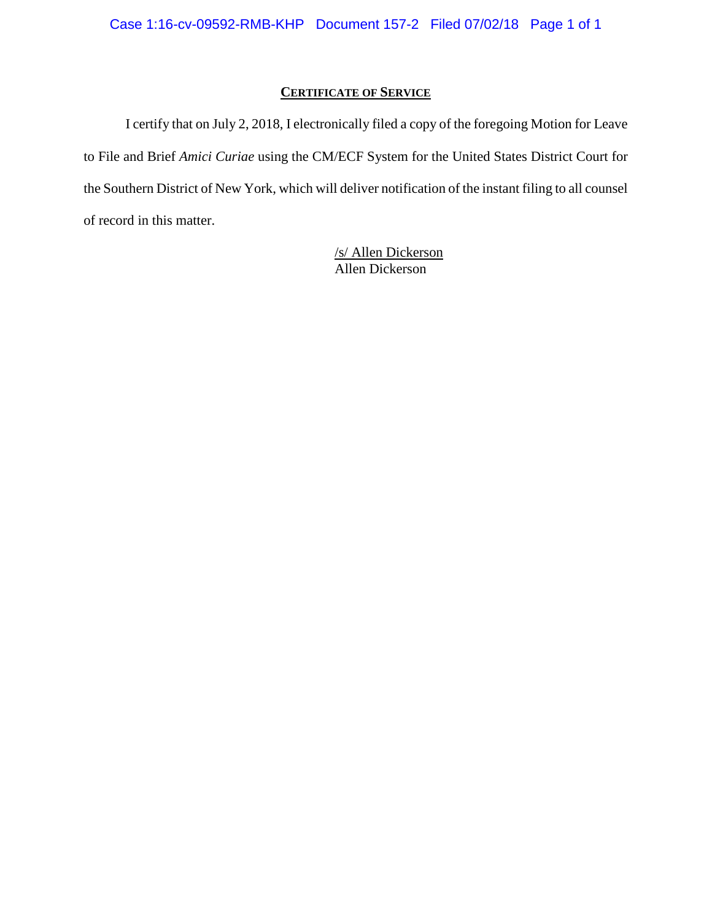## CERTIFICATE OF SERVICE

I certify that on July 2, 2018, I electronically filed a copy of the foregoing Motion for Leave to File and Brief *Amici Curiae* using the CM/ECF System for the United States District Court for the Southern District of New York, which will deliver notification of the instant filing to all counsel of record in this matter.

/s/ Allen Dickerson
Allen Dickerson